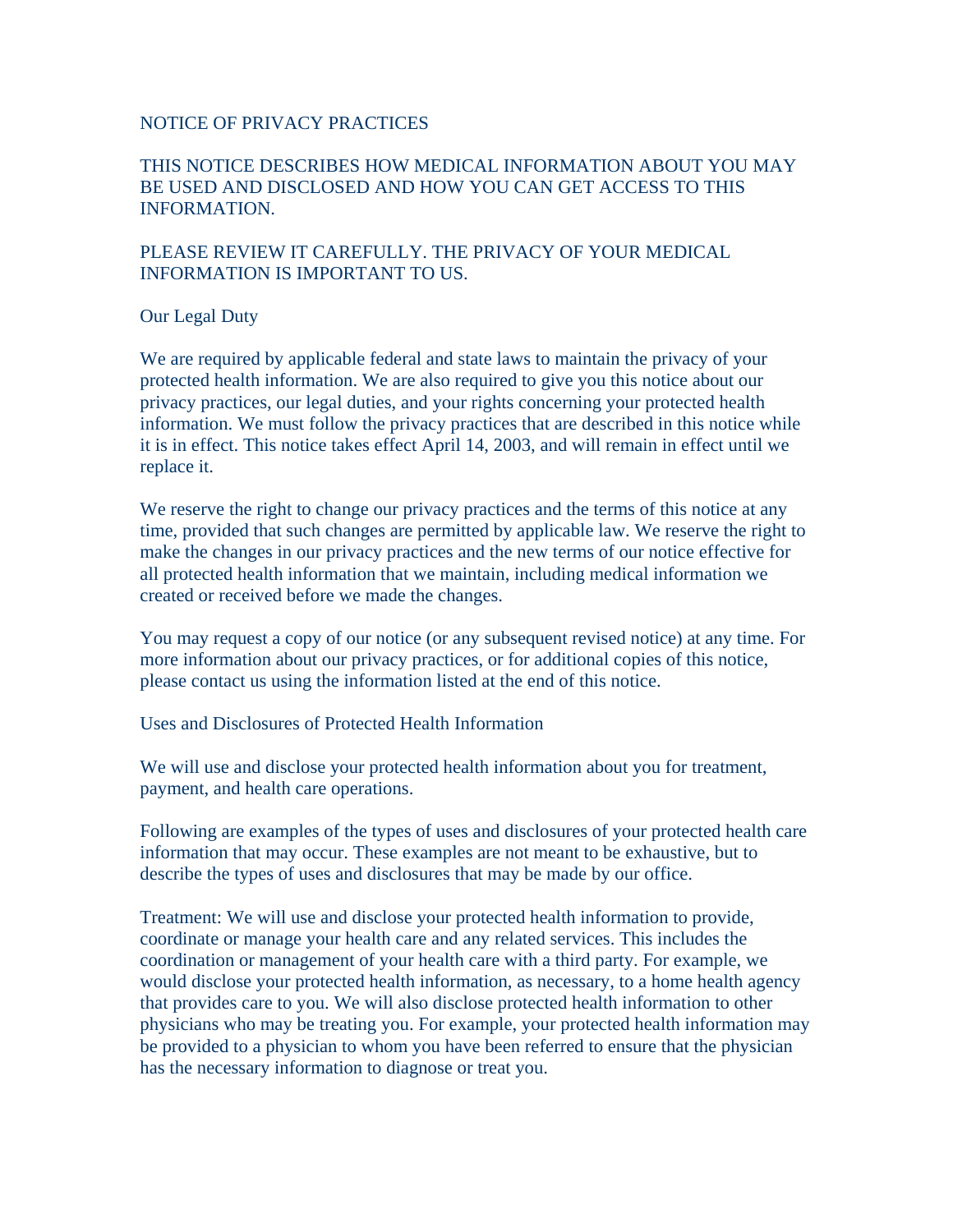# NOTICE OF PRIVACY PRACTICES

THIS NOTICE DESCRIBES HOW MEDICAL INFORMATION ABOUT YOU MAY BE USED AND DISCLOSED AND HOW YOU CAN GET ACCESS TO THIS INFORMATION.

PLEASE REVIEW IT CAREFULLY. THE PRIVACY OF YOUR MEDICAL INFORMATION IS IMPORTANT TO US.

## Our Legal Duty

We are required by applicable federal and state laws to maintain the privacy of your protected health information. We are also required to give you this notice about our privacy practices, our legal duties, and your rights concerning your protected health information. We must follow the privacy practices that are described in this notice while it is in effect. This notice takes effect April 14, 2003, and will remain in effect until we replace it.

We reserve the right to change our privacy practices and the terms of this notice at any time, provided that such changes are permitted by applicable law. We reserve the right to make the changes in our privacy practices and the new terms of our notice effective for all protected health information that we maintain, including medical information we created or received before we made the changes.

You may request a copy of our notice (or any subsequent revised notice) at any time. For more information about our privacy practices, or for additional copies of this notice, please contact us using the information listed at the end of this notice.

## Uses and Disclosures of Protected Health Information

We will use and disclose your protected health information about you for treatment, payment, and health care operations.

Following are examples of the types of uses and disclosures of your protected health care information that may occur. These examples are not meant to be exhaustive, but to describe the types of uses and disclosures that may be made by our office.

Treatment: We will use and disclose your protected health information to provide, coordinate or manage your health care and any related services. This includes the coordination or management of your health care with a third party. For example, we would disclose your protected health information, as necessary, to a home health agency that provides care to you. We will also disclose protected health information to other physicians who may be treating you. For example, your protected health information may be provided to a physician to whom you have been referred to ensure that the physician has the necessary information to diagnose or treat you.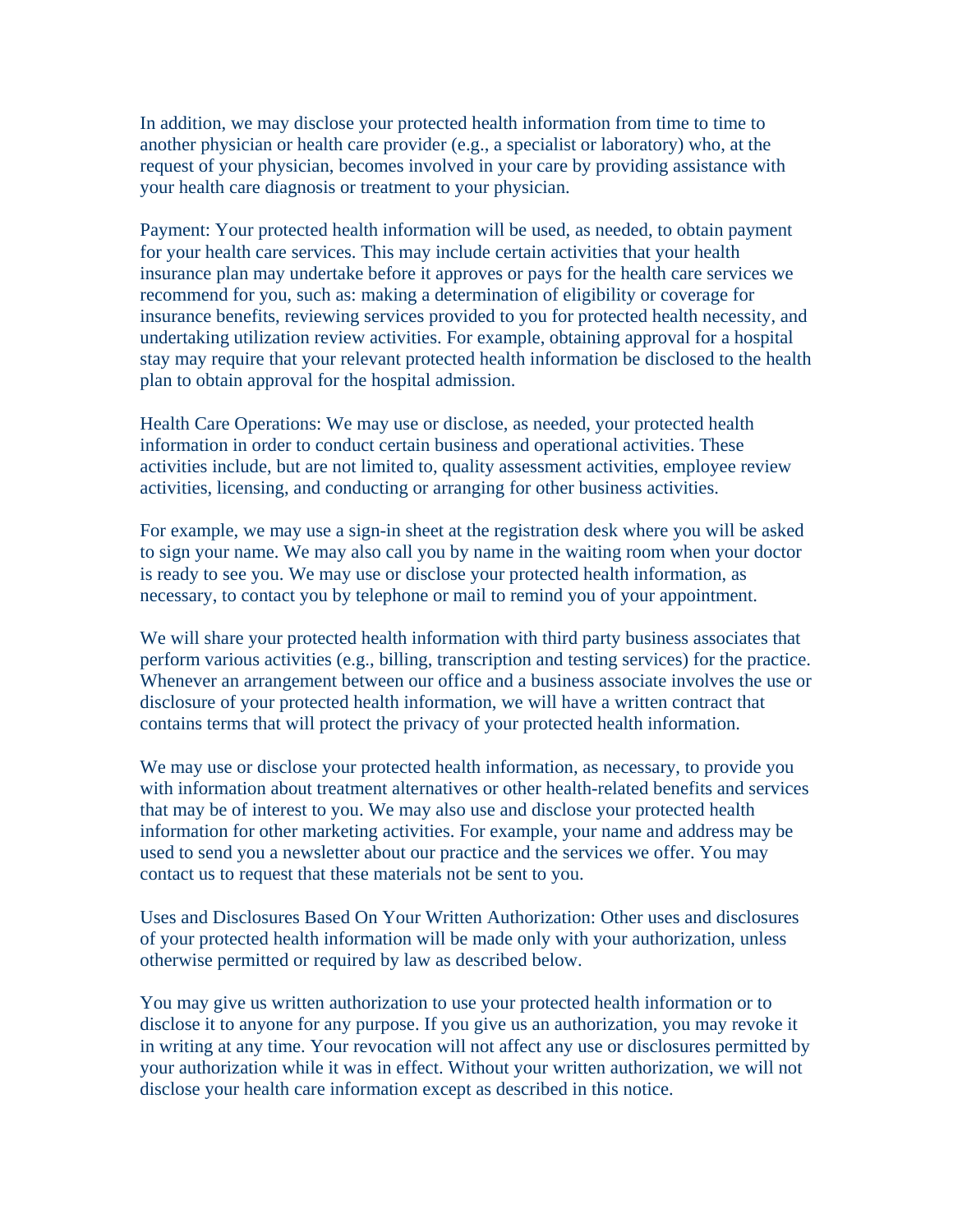In addition, we may disclose your protected health information from time to time to another physician or health care provider (e.g., a specialist or laboratory) who, at the request of your physician, becomes involved in your care by providing assistance with your health care diagnosis or treatment to your physician.

Payment: Your protected health information will be used, as needed, to obtain payment for your health care services. This may include certain activities that your health insurance plan may undertake before it approves or pays for the health care services we recommend for you, such as: making a determination of eligibility or coverage for insurance benefits, reviewing services provided to you for protected health necessity, and undertaking utilization review activities. For example, obtaining approval for a hospital stay may require that your relevant protected health information be disclosed to the health plan to obtain approval for the hospital admission.

Health Care Operations: We may use or disclose, as needed, your protected health information in order to conduct certain business and operational activities. These activities include, but are not limited to, quality assessment activities, employee review activities, licensing, and conducting or arranging for other business activities.

For example, we may use a sign-in sheet at the registration desk where you will be asked to sign your name. We may also call you by name in the waiting room when your doctor is ready to see you. We may use or disclose your protected health information, as necessary, to contact you by telephone or mail to remind you of your appointment.

We will share your protected health information with third party business associates that perform various activities (e.g., billing, transcription and testing services) for the practice. Whenever an arrangement between our office and a business associate involves the use or disclosure of your protected health information, we will have a written contract that contains terms that will protect the privacy of your protected health information.

We may use or disclose your protected health information, as necessary, to provide you with information about treatment alternatives or other health-related benefits and services that may be of interest to you. We may also use and disclose your protected health information for other marketing activities. For example, your name and address may be used to send you a newsletter about our practice and the services we offer. You may contact us to request that these materials not be sent to you.

Uses and Disclosures Based On Your Written Authorization: Other uses and disclosures of your protected health information will be made only with your authorization, unless otherwise permitted or required by law as described below.

You may give us written authorization to use your protected health information or to disclose it to anyone for any purpose. If you give us an authorization, you may revoke it in writing at any time. Your revocation will not affect any use or disclosures permitted by your authorization while it was in effect. Without your written authorization, we will not disclose your health care information except as described in this notice.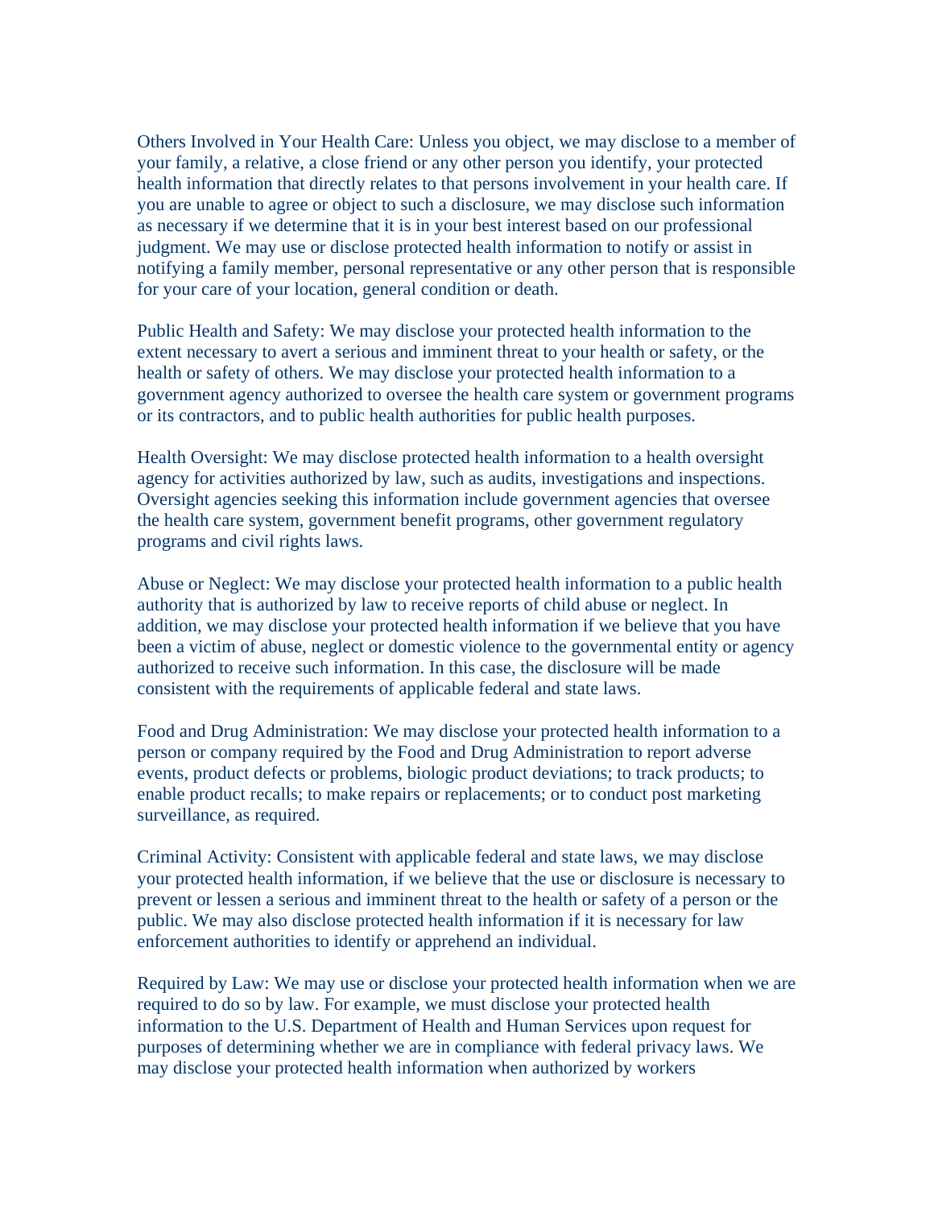Others Involved in Your Health Care: Unless you object, we may disclose to a member of your family, a relative, a close friend or any other person you identify, your protected health information that directly relates to that persons involvement in your health care. If you are unable to agree or object to such a disclosure, we may disclose such information as necessary if we determine that it is in your best interest based on our professional judgment. We may use or disclose protected health information to notify or assist in notifying a family member, personal representative or any other person that is responsible for your care of your location, general condition or death.

Public Health and Safety: We may disclose your protected health information to the extent necessary to avert a serious and imminent threat to your health or safety, or the health or safety of others. We may disclose your protected health information to a government agency authorized to oversee the health care system or government programs or its contractors, and to public health authorities for public health purposes.

Health Oversight: We may disclose protected health information to a health oversight agency for activities authorized by law, such as audits, investigations and inspections. Oversight agencies seeking this information include government agencies that oversee the health care system, government benefit programs, other government regulatory programs and civil rights laws.

Abuse or Neglect: We may disclose your protected health information to a public health authority that is authorized by law to receive reports of child abuse or neglect. In addition, we may disclose your protected health information if we believe that you have been a victim of abuse, neglect or domestic violence to the governmental entity or agency authorized to receive such information. In this case, the disclosure will be made consistent with the requirements of applicable federal and state laws.

Food and Drug Administration: We may disclose your protected health information to a person or company required by the Food and Drug Administration to report adverse events, product defects or problems, biologic product deviations; to track products; to enable product recalls; to make repairs or replacements; or to conduct post marketing surveillance, as required.

Criminal Activity: Consistent with applicable federal and state laws, we may disclose your protected health information, if we believe that the use or disclosure is necessary to prevent or lessen a serious and imminent threat to the health or safety of a person or the public. We may also disclose protected health information if it is necessary for law enforcement authorities to identify or apprehend an individual.

Required by Law: We may use or disclose your protected health information when we are required to do so by law. For example, we must disclose your protected health information to the U.S. Department of Health and Human Services upon request for purposes of determining whether we are in compliance with federal privacy laws. We may disclose your protected health information when authorized by workers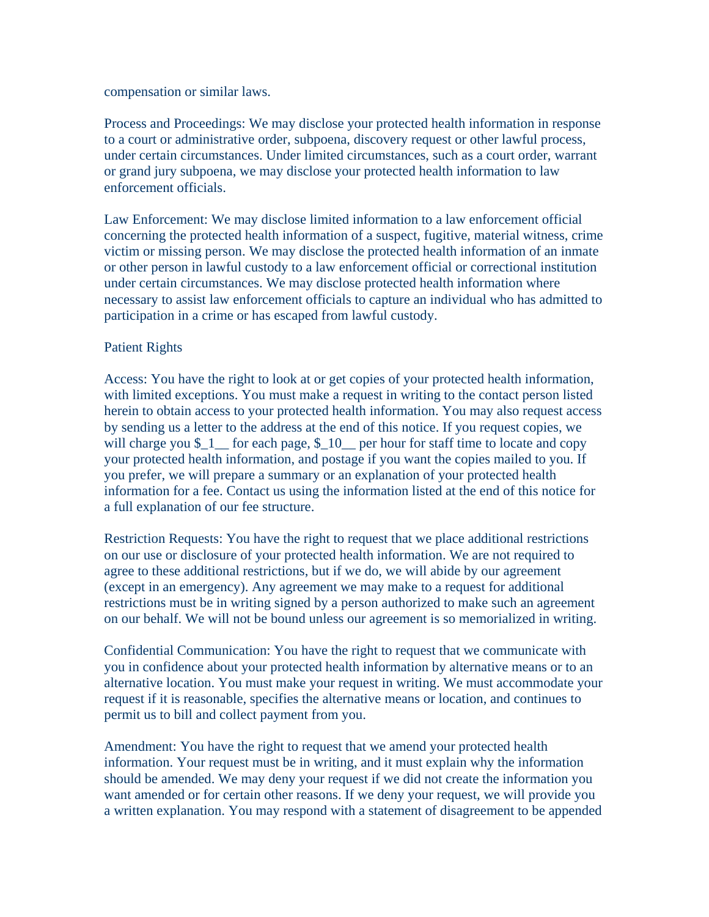compensation or similar laws.

Process and Proceedings: We may disclose your protected health information in response to a court or administrative order, subpoena, discovery request or other lawful process, under certain circumstances. Under limited circumstances, such as a court order, warrant or grand jury subpoena, we may disclose your protected health information to law enforcement officials.

Law Enforcement: We may disclose limited information to a law enforcement official concerning the protected health information of a suspect, fugitive, material witness, crime victim or missing person. We may disclose the protected health information of an inmate or other person in lawful custody to a law enforcement official or correctional institution under certain circumstances. We may disclose protected health information where necessary to assist law enforcement officials to capture an individual who has admitted to participation in a crime or has escaped from lawful custody.

## Patient Rights

Access: You have the right to look at or get copies of your protected health information, with limited exceptions. You must make a request in writing to the contact person listed herein to obtain access to your protected health information. You may also request access by sending us a letter to the address at the end of this notice. If you request copies, we will charge you $_1__ for each page, $_10__ per hour for staff time to locate and copy your protected health information, and postage if you want the copies mailed to you. If you prefer, we will prepare a summary or an explanation of your protected health information for a fee. Contact us using the information listed at the end of this notice for a full explanation of our fee structure.

Restriction Requests: You have the right to request that we place additional restrictions on our use or disclosure of your protected health information. We are not required to agree to these additional restrictions, but if we do, we will abide by our agreement (except in an emergency). Any agreement we may make to a request for additional restrictions must be in writing signed by a person authorized to make such an agreement on our behalf. We will not be bound unless our agreement is so memorialized in writing.

Confidential Communication: You have the right to request that we communicate with you in confidence about your protected health information by alternative means or to an alternative location. You must make your request in writing. We must accommodate your request if it is reasonable, specifies the alternative means or location, and continues to permit us to bill and collect payment from you.

Amendment: You have the right to request that we amend your protected health information. Your request must be in writing, and it must explain why the information should be amended. We may deny your request if we did not create the information you want amended or for certain other reasons. If we deny your request, we will provide you a written explanation. You may respond with a statement of disagreement to be appended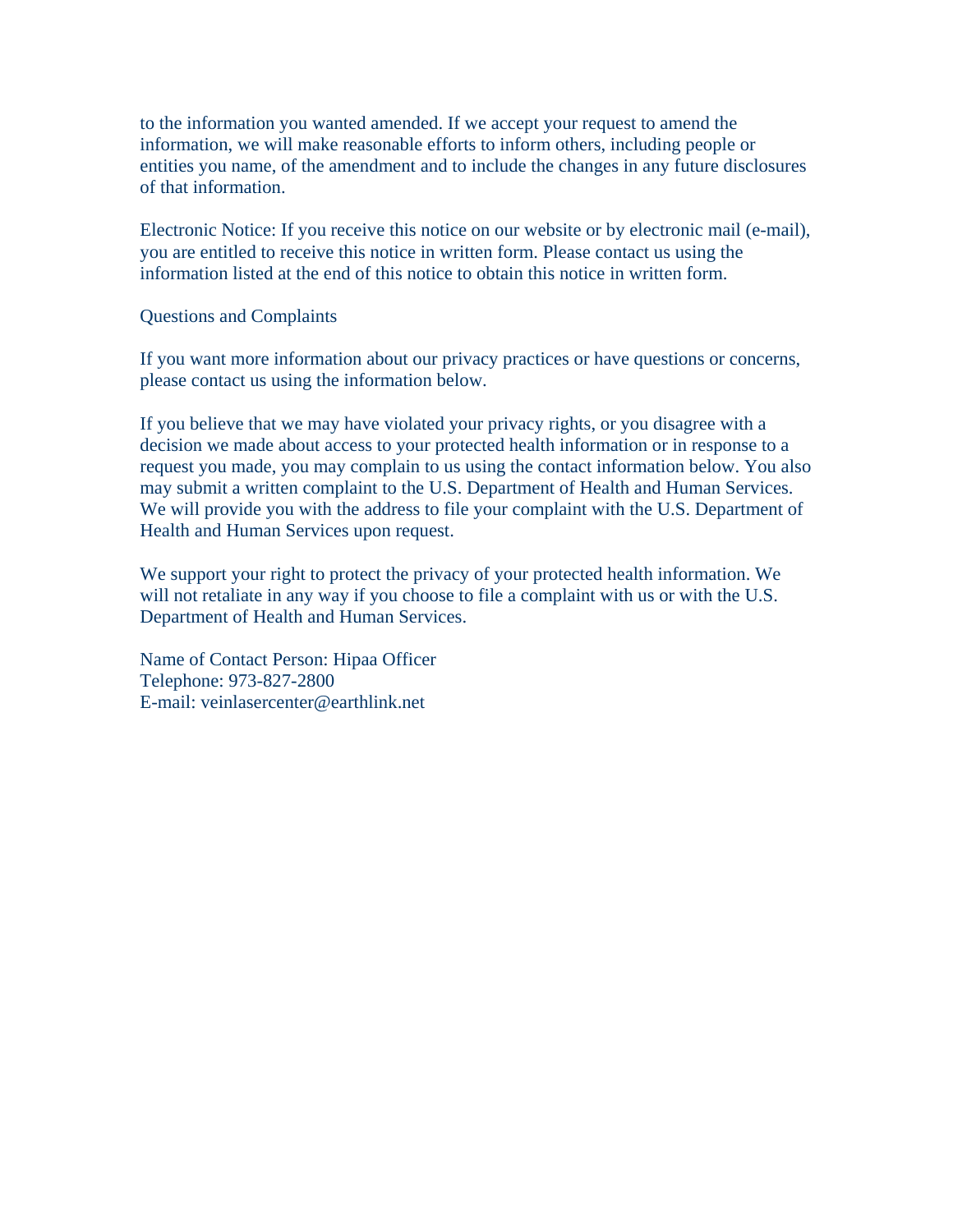to the information you wanted amended. If we accept your request to amend the information, we will make reasonable efforts to inform others, including people or entities you name, of the amendment and to include the changes in any future disclosures of that information.

Electronic Notice: If you receive this notice on our website or by electronic mail (e-mail), you are entitled to receive this notice in written form. Please contact us using the information listed at the end of this notice to obtain this notice in written form.

## Questions and Complaints

If you want more information about our privacy practices or have questions or concerns, please contact us using the information below.

If you believe that we may have violated your privacy rights, or you disagree with a decision we made about access to your protected health information or in response to a request you made, you may complain to us using the contact information below. You also may submit a written complaint to the U.S. Department of Health and Human Services. We will provide you with the address to file your complaint with the U.S. Department of Health and Human Services upon request.

We support your right to protect the privacy of your protected health information. We will not retaliate in any way if you choose to file a complaint with us or with the U.S. Department of Health and Human Services.

Name of Contact Person: Hipaa Officer
Telephone: 973-827-2800
E-mail: veinlasercenter@earthlink.net